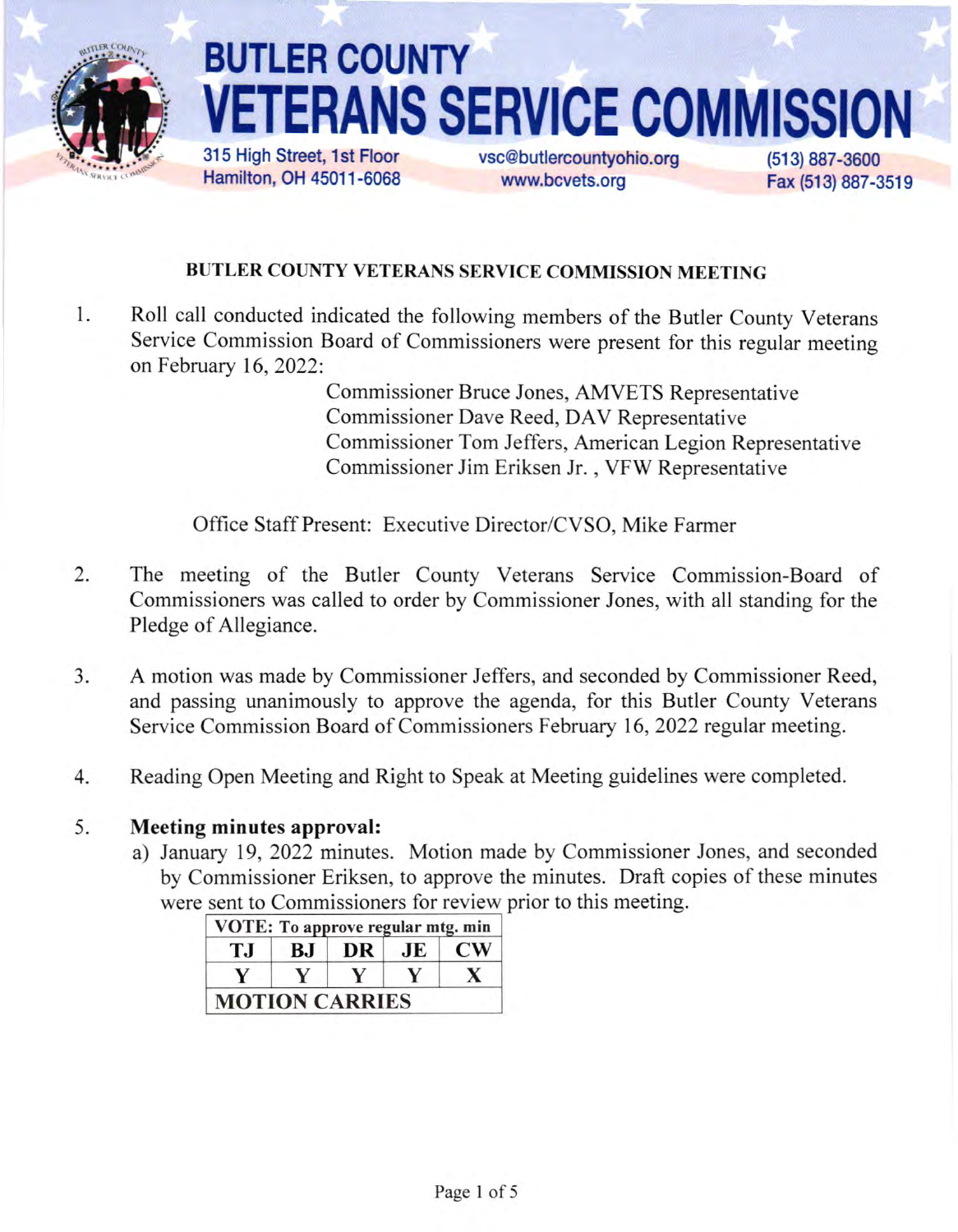# BUTLER COUNTY VETERANS SERVICE COMMISSION

315 High Street, 1st Floor
Hamilton, OH 45011-6068

vsc@butlercountyohio.org
www.bcvets.org

(513) 887-3600
Fax (513) 887-3519

## BUTLER COUNTY VETERANS SERVICE COMMISSION MEETING

1. Roll call conducted indicated the following members of the Butler County Veterans Service Commission Board of Commissioners were present for this regular meeting on February 16, 2022:

   Commissioner Bruce Jones, AMVETS Representative
   Commissioner Dave Reed, DAV Representative
   Commissioner Tom Jeffers, American Legion Representative
   Commissioner Jim Eriksen Jr. , VFW Representative

   Office Staff Present: Executive Director/CVSO, Mike Farmer

2. The meeting of the Butler County Veterans Service Commission-Board of Commissioners was called to order by Commissioner Jones, with all standing for the Pledge of Allegiance.

3. A motion was made by Commissioner Jeffers, and seconded by Commissioner Reed, and passing unanimously to approve the agenda, for this Butler County Veterans Service Commission Board of Commissioners February 16, 2022 regular meeting.

4. Reading Open Meeting and Right to Speak at Meeting guidelines were completed.

5. **Meeting minutes approval:**

   a) January 19, 2022 minutes. Motion made by Commissioner Jones, and seconded by Commissioner Eriksen, to approve the minutes. Draft copies of these minutes were sent to Commissioners for review prior to this meeting.

| VOTE: To approve regular mtg. min | | | | |
|---|---|---|---|---|
| TJ | BJ | DR | JE | CW |
| Y | Y | Y | Y | X |
| MOTION CARRIES | | | | |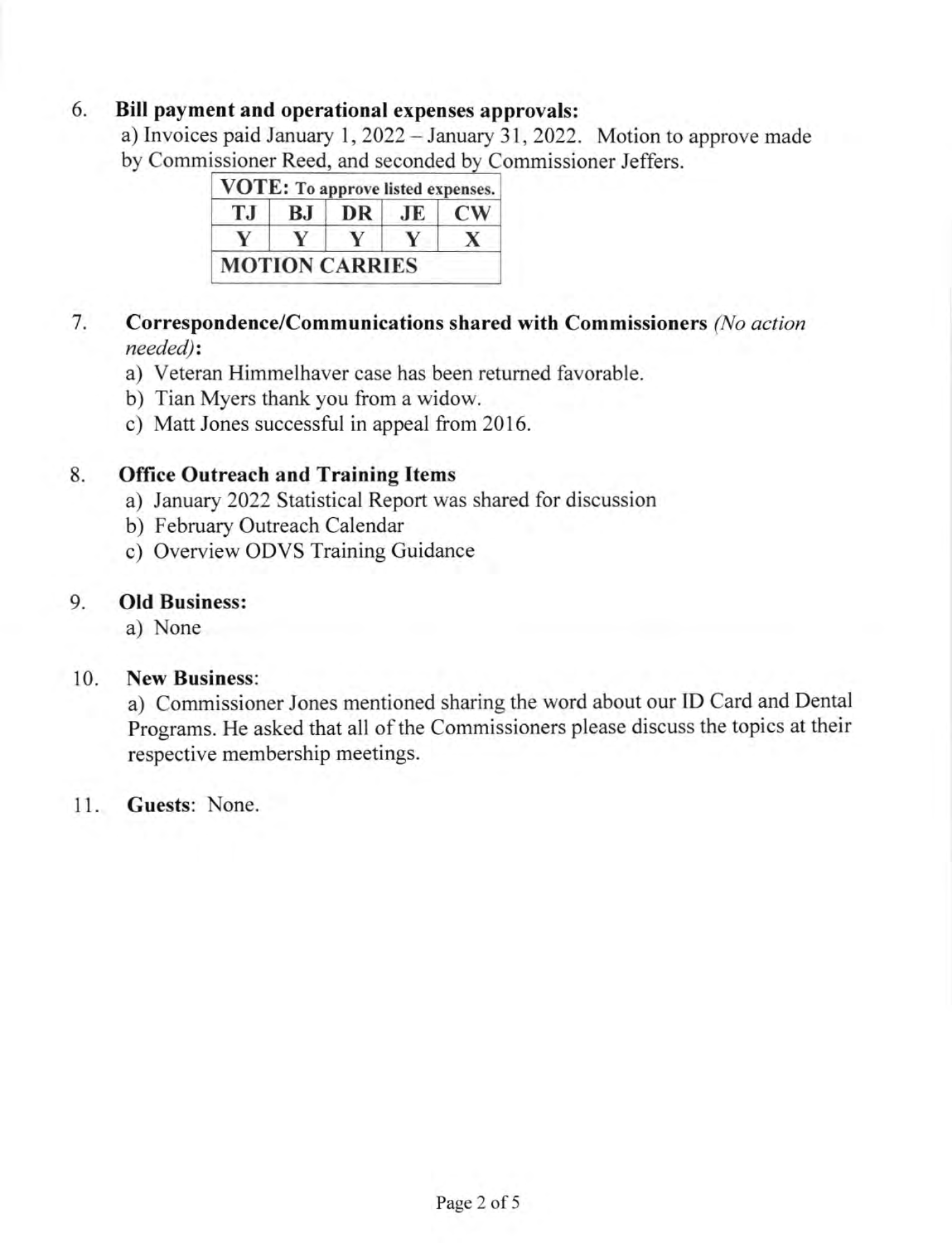6. **Bill payment and operational expenses approvals:**

   a) Invoices paid January 1, 2022 – January 31, 2022. Motion to approve made by Commissioner Reed, and seconded by Commissioner Jeffers.

| VOTE: To approve listed expenses. | | | | |
|---|---|---|---|---|
| TJ | BJ | DR | JE | CW |
| Y | Y | Y | Y | X |
| MOTION CARRIES | | | | |

7. **Correspondence/Communications shared with Commissioners** *(No action needed)*:
   a) Veteran Himmelhaver case has been returned favorable.
   b) Tian Myers thank you from a widow.
   c) Matt Jones successful in appeal from 2016.

8. **Office Outreach and Training Items**
   a) January 2022 Statistical Report was shared for discussion
   b) February Outreach Calendar
   c) Overview ODVS Training Guidance

9. **Old Business:**
   a) None

10. **New Business**:

    a) Commissioner Jones mentioned sharing the word about our ID Card and Dental Programs. He asked that all of the Commissioners please discuss the topics at their respective membership meetings.

11. **Guests**: None.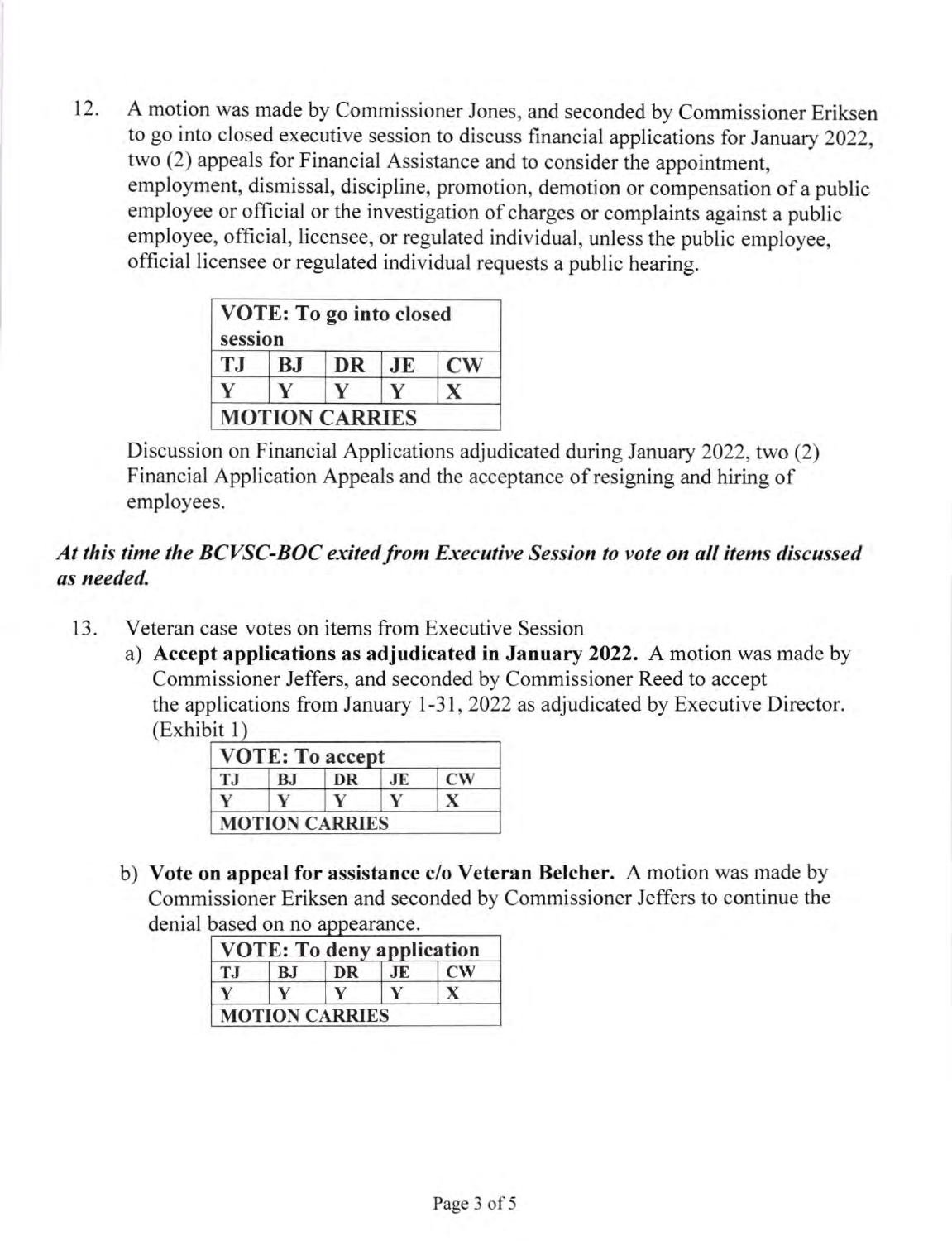12. A motion was made by Commissioner Jones, and seconded by Commissioner Eriksen to go into closed executive session to discuss financial applications for January 2022, two (2) appeals for Financial Assistance and to consider the appointment, employment, dismissal, discipline, promotion, demotion or compensation of a public employee or official or the investigation of charges or complaints against a public employee, official, licensee, or regulated individual, unless the public employee, official licensee or regulated individual requests a public hearing.

| VOTE: To go into closed session | | | | |
|---|---|---|---|---|
| TJ | BJ | DR | JE | CW |
| Y | Y | Y | Y | X |
| MOTION CARRIES | | | | |

Discussion on Financial Applications adjudicated during January 2022, two (2) Financial Application Appeals and the acceptance of resigning and hiring of employees.

***At this time the BCVSC-BOC exited from Executive Session to vote on all items discussed as needed.***

13. Veteran case votes on items from Executive Session
    a) **Accept applications as adjudicated in January 2022.** A motion was made by Commissioner Jeffers, and seconded by Commissioner Reed to accept the applications from January 1-31, 2022 as adjudicated by Executive Director. (Exhibit 1)

| VOTE: To accept | | | | |
|---|---|---|---|---|
| TJ | BJ | DR | JE | CW |
| Y | Y | Y | Y | X |
| MOTION CARRIES | | | | |

    b) **Vote on appeal for assistance c/o Veteran Belcher.** A motion was made by Commissioner Eriksen and seconded by Commissioner Jeffers to continue the denial based on no appearance.

| VOTE: To deny application | | | | |
|---|---|---|---|---|
| TJ | BJ | DR | JE | CW |
| Y | Y | Y | Y | X |
| MOTION CARRIES | | | | |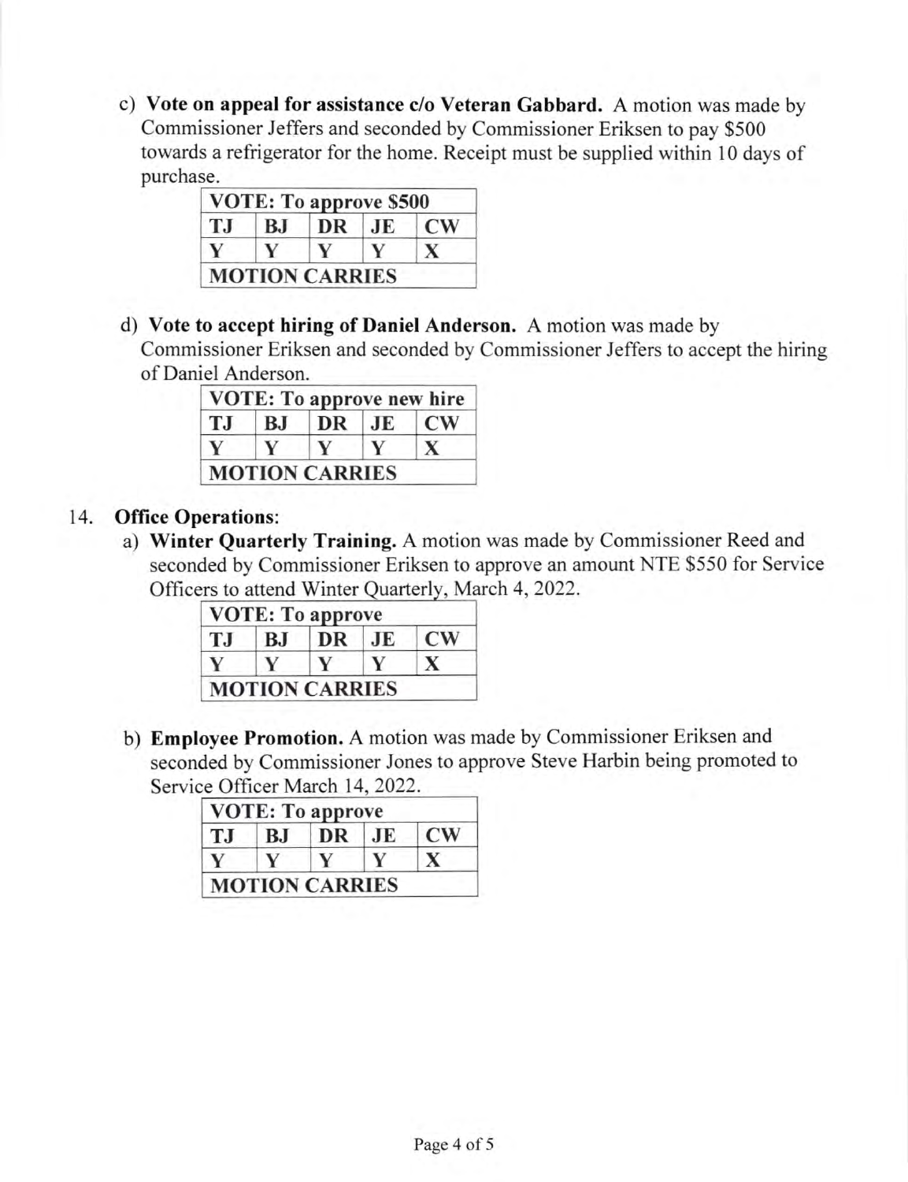c) **Vote on appeal for assistance c/o Veteran Gabbard.** A motion was made by Commissioner Jeffers and seconded by Commissioner Eriksen to pay $500 towards a refrigerator for the home. Receipt must be supplied within 10 days of purchase.

| VOTE: To approve $500 | | | | |
|---|---|---|---|---|
| TJ | BJ | DR | JE | CW |
| Y | Y | Y | Y | X |
| MOTION CARRIES | | | | |

d) **Vote to accept hiring of Daniel Anderson.** A motion was made by Commissioner Eriksen and seconded by Commissioner Jeffers to accept the hiring of Daniel Anderson.

| VOTE: To approve new hire | | | | |
|---|---|---|---|---|
| TJ | BJ | DR | JE | CW |
| Y | Y | Y | Y | X |
| MOTION CARRIES | | | | |

14. **Office Operations**:

a) **Winter Quarterly Training.** A motion was made by Commissioner Reed and seconded by Commissioner Eriksen to approve an amount NTE $550 for Service Officers to attend Winter Quarterly, March 4, 2022.

| VOTE: To approve | | | | |
|---|---|---|---|---|
| TJ | BJ | DR | JE | CW |
| Y | Y | Y | Y | X |
| MOTION CARRIES | | | | |

b) **Employee Promotion.** A motion was made by Commissioner Eriksen and seconded by Commissioner Jones to approve Steve Harbin being promoted to Service Officer March 14, 2022.

| VOTE: To approve | | | | |
|---|---|---|---|---|
| TJ | BJ | DR | JE | CW |
| Y | Y | Y | Y | X |
| MOTION CARRIES | | | | |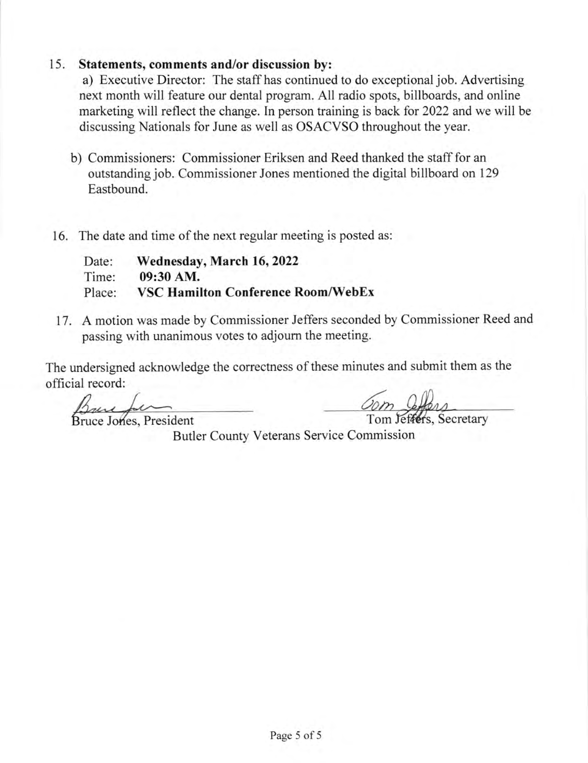15. **Statements, comments and/or discussion by:**

    a) Executive Director: The staff has continued to do exceptional job. Advertising next month will feature our dental program. All radio spots, billboards, and online marketing will reflect the change. In person training is back for 2022 and we will be discussing Nationals for June as well as OSACVSO throughout the year.

    b) Commissioners: Commissioner Eriksen and Reed thanked the staff for an outstanding job. Commissioner Jones mentioned the digital billboard on 129 Eastbound.

16. The date and time of the next regular meeting is posted as:

    Date: **Wednesday, March 16, 2022**
    Time: **09:30 AM.**
    Place: **VSC Hamilton Conference Room/WebEx**

17. A motion was made by Commissioner Jeffers seconded by Commissioner Reed and passing with unanimous votes to adjourn the meeting.

The undersigned acknowledge the correctness of these minutes and submit them as the official record:

Bruce Jones, President          Tom Jeffers, Secretary

Butler County Veterans Service Commission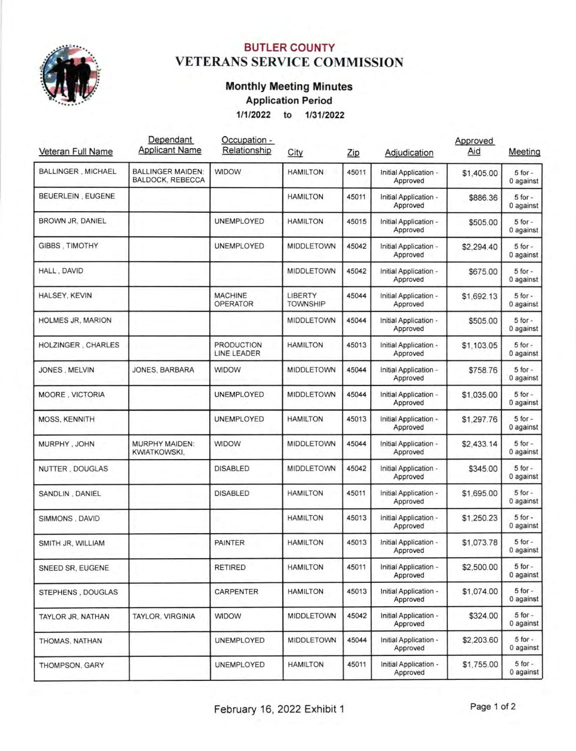# BUTLER COUNTY
# VETERANS SERVICE COMMISSION

## Monthly Meeting Minutes
### Application Period
### 1/1/2022 to 1/31/2022

| Veteran Full Name | Dependant Applicant Name | Occupation - Relationship | City | Zip | Adjudication | Approved Aid | Meeting |
|---|---|---|---|---|---|---|---|
| BALLINGER , MICHAEL | BALLINGER MAIDEN: BALDOCK, REBECCA | WIDOW | HAMILTON | 45011 | Initial Application - Approved | $1,405.00 | 5 for - 0 against |
| BEUERLEIN , EUGENE | | | HAMILTON | 45011 | Initial Application - Approved | $886.36 | 5 for - 0 against |
| BROWN JR, DANIEL | | UNEMPLOYED | HAMILTON | 45015 | Initial Application - Approved | $505.00 | 5 for - 0 against |
| GIBBS , TIMOTHY | | UNEMPLOYED | MIDDLETOWN | 45042 | Initial Application - Approved | $2,294.40 | 5 for - 0 against |
| HALL , DAVID | | | MIDDLETOWN | 45042 | Initial Application - Approved | $675.00 | 5 for - 0 against |
| HALSEY, KEVIN | | MACHINE OPERATOR | LIBERTY TOWNSHIP | 45044 | Initial Application - Approved | $1,692.13 | 5 for - 0 against |
| HOLMES JR, MARION | | | MIDDLETOWN | 45044 | Initial Application - Approved | $505.00 | 5 for - 0 against |
| HOLZINGER , CHARLES | | PRODUCTION LINE LEADER | HAMILTON | 45013 | Initial Application - Approved | $1,103.05 | 5 for - 0 against |
| JONES , MELVIN | JONES, BARBARA | WIDOW | MIDDLETOWN | 45044 | Initial Application - Approved | $758.76 | 5 for - 0 against |
| MOORE , VICTORIA | | UNEMPLOYED | MIDDLETOWN | 45044 | Initial Application - Approved | $1,035.00 | 5 for - 0 against |
| MOSS, KENNITH | | UNEMPLOYED | HAMILTON | 45013 | Initial Application - Approved | $1,297.76 | 5 for - 0 against |
| MURPHY , JOHN | MURPHY MAIDEN: KWIATKOWSKI, | WIDOW | MIDDLETOWN | 45044 | Initial Application - Approved | $2,433.14 | 5 for - 0 against |
| NUTTER , DOUGLAS | | DISABLED | MIDDLETOWN | 45042 | Initial Application - Approved | $345.00 | 5 for - 0 against |
| SANDLIN , DANIEL | | DISABLED | HAMILTON | 45011 | Initial Application - Approved | $1,695.00 | 5 for - 0 against |
| SIMMONS , DAVID | | | HAMILTON | 45013 | Initial Application - Approved | $1,250.23 | 5 for - 0 against |
| SMITH JR, WILLIAM | | PAINTER | HAMILTON | 45013 | Initial Application - Approved | $1,073.78 | 5 for - 0 against |
| SNEED SR, EUGENE | | RETIRED | HAMILTON | 45011 | Initial Application - Approved | $2,500.00 | 5 for - 0 against |
| STEPHENS , DOUGLAS | | CARPENTER | HAMILTON | 45013 | Initial Application - Approved | $1,074.00 | 5 for - 0 against |
| TAYLOR JR, NATHAN | TAYLOR, VIRGINIA | WIDOW | MIDDLETOWN | 45042 | Initial Application - Approved | $324.00 | 5 for - 0 against |
| THOMAS, NATHAN | | UNEMPLOYED | MIDDLETOWN | 45044 | Initial Application - Approved | $2,203.60 | 5 for - 0 against |
| THOMPSON, GARY | | UNEMPLOYED | HAMILTON | 45011 | Initial Application - Approved | $1,755.00 | 5 for - 0 against |

February 16, 2022 Exhibit 1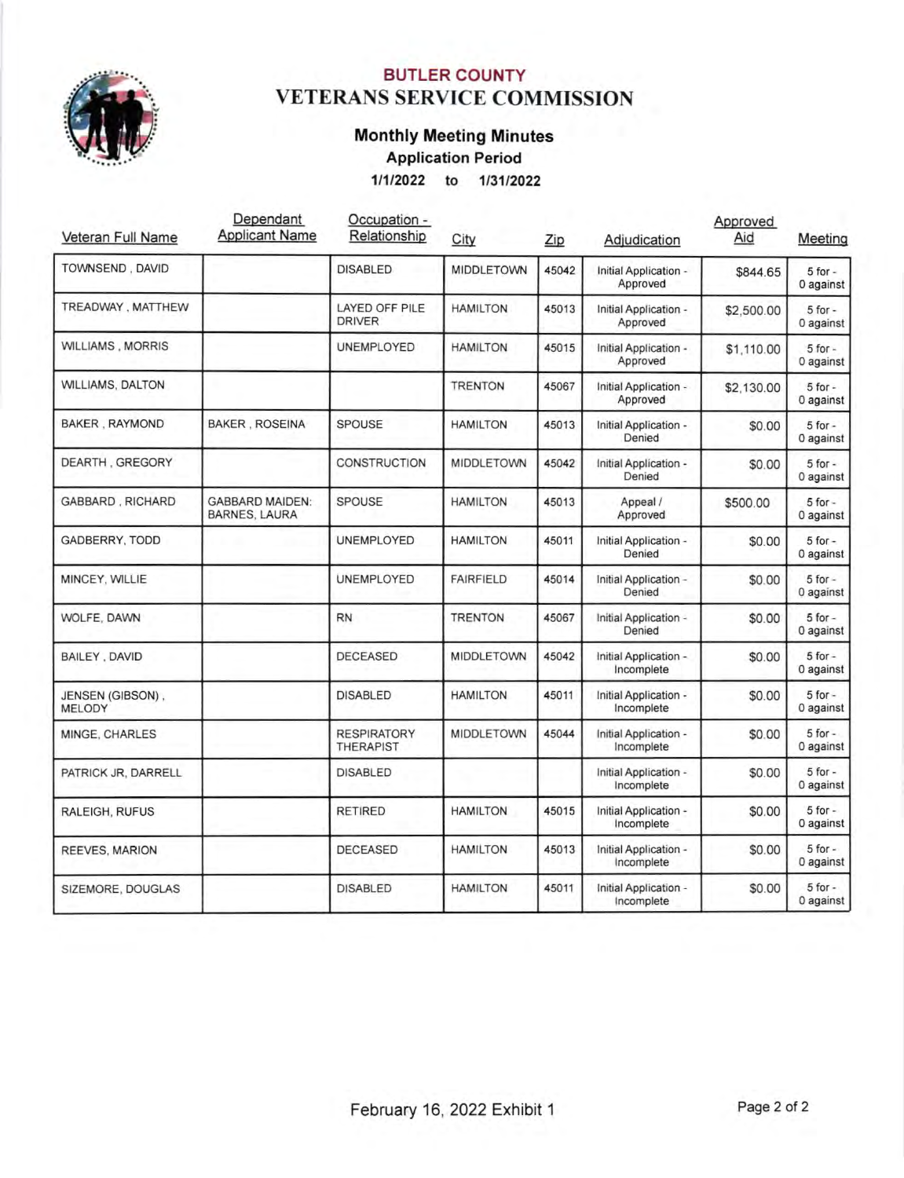# BUTLER COUNTY
## VETERANS SERVICE COMMISSION

### Monthly Meeting Minutes
**Application Period**
**1/1/2022 to 1/31/2022**

| Veteran Full Name | Dependant Applicant Name | Occupation - Relationship | City | Zip | Adjudication | Approved Aid | Meeting |
|---|---|---|---|---|---|---|---|
| TOWNSEND , DAVID | | DISABLED | MIDDLETOWN | 45042 | Initial Application - Approved | $844.65 | 5 for - 0 against |
| TREADWAY , MATTHEW | | LAYED OFF PILE DRIVER | HAMILTON | 45013 | Initial Application - Approved | $2,500.00 | 5 for - 0 against |
| WILLIAMS , MORRIS | | UNEMPLOYED | HAMILTON | 45015 | Initial Application - Approved | $1,110.00 | 5 for - 0 against |
| WILLIAMS, DALTON | | | TRENTON | 45067 | Initial Application - Approved | $2,130.00 | 5 for - 0 against |
| BAKER , RAYMOND | BAKER , ROSEINA | SPOUSE | HAMILTON | 45013 | Initial Application - Denied | $0.00 | 5 for - 0 against |
| DEARTH , GREGORY | | CONSTRUCTION | MIDDLETOWN | 45042 | Initial Application - Denied | $0.00 | 5 for - 0 against |
| GABBARD , RICHARD | GABBARD MAIDEN: BARNES, LAURA | SPOUSE | HAMILTON | 45013 | Appeal / Approved | $500.00 | 5 for - 0 against |
| GADBERRY, TODD | | UNEMPLOYED | HAMILTON | 45011 | Initial Application - Denied | $0.00 | 5 for - 0 against |
| MINCEY, WILLIE | | UNEMPLOYED | FAIRFIELD | 45014 | Initial Application - Denied | $0.00 | 5 for - 0 against |
| WOLFE, DAWN | | RN | TRENTON | 45067 | Initial Application - Denied | $0.00 | 5 for - 0 against |
| BAILEY , DAVID | | DECEASED | MIDDLETOWN | 45042 | Initial Application - Incomplete | $0.00 | 5 for - 0 against |
| JENSEN (GIBSON) , MELODY | | DISABLED | HAMILTON | 45011 | Initial Application - Incomplete | $0.00 | 5 for - 0 against |
| MINGE, CHARLES | | RESPIRATORY THERAPIST | MIDDLETOWN | 45044 | Initial Application - Incomplete | $0.00 | 5 for - 0 against |
| PATRICK JR, DARRELL | | DISABLED | | | Initial Application - Incomplete | $0.00 | 5 for - 0 against |
| RALEIGH, RUFUS | | RETIRED | HAMILTON | 45015 | Initial Application - Incomplete | $0.00 | 5 for - 0 against |
| REEVES, MARION | | DECEASED | HAMILTON | 45013 | Initial Application - Incomplete | $0.00 | 5 for - 0 against |
| SIZEMORE, DOUGLAS | | DISABLED | HAMILTON | 45011 | Initial Application - Incomplete | $0.00 | 5 for - 0 against |

February 16, 2022 Exhibit 1